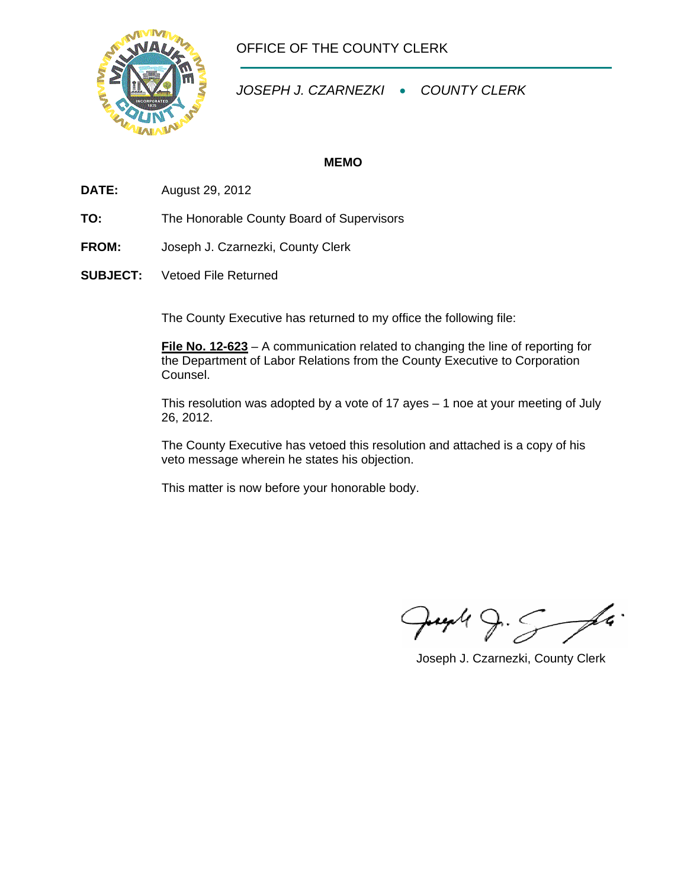# OFFICE OF THE COUNTY CLERK

*JOSEPH J. CZARNEZKI • COUNTY CLERK*

**MEMO**

**DATE:** August 29, 2012

**TO:** The Honorable County Board of Supervisors

**FROM:** Joseph J. Czarnezki, County Clerk

**SUBJECT:** Vetoed File Returned

The County Executive has returned to my office the following file:

**File No. 12-623** – A communication related to changing the line of reporting for the Department of Labor Relations from the County Executive to Corporation Counsel.

This resolution was adopted by a vote of 17 ayes – 1 noe at your meeting of July 26, 2012.

The County Executive has vetoed this resolution and attached is a copy of his veto message wherein he states his objection.

This matter is now before your honorable body.

Joseph J. Czarnezki, County Clerk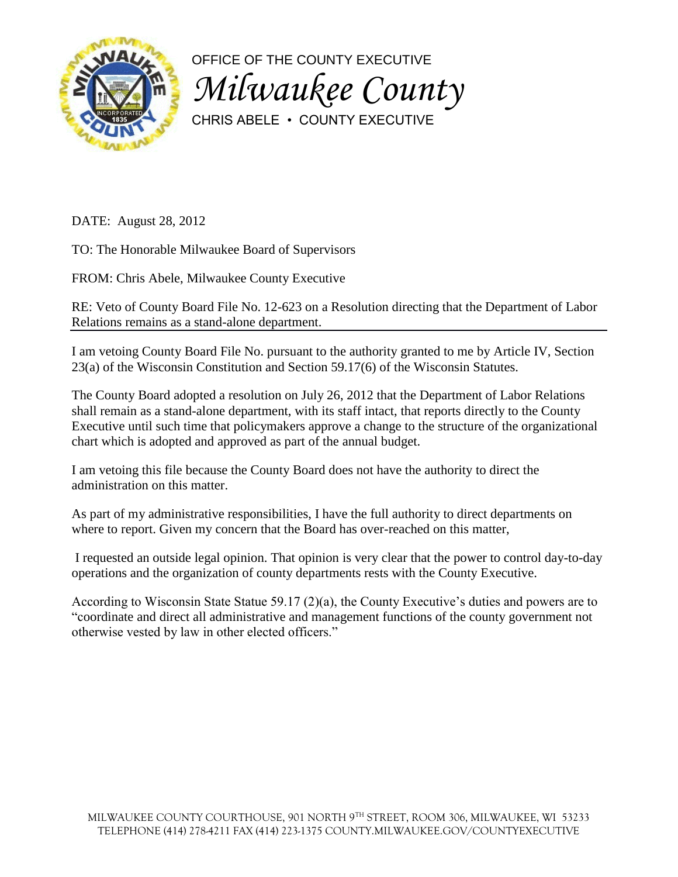OFFICE OF THE COUNTY EXECUTIVE

*Milwaukee County*

CHRIS ABELE • COUNTY EXECUTIVE

DATE: August 28, 2012

TO: The Honorable Milwaukee Board of Supervisors

FROM: Chris Abele, Milwaukee County Executive

RE: Veto of County Board File No. 12-623 on a Resolution directing that the Department of Labor Relations remains as a stand-alone department.

---

I am vetoing County Board File No. pursuant to the authority granted to me by Article IV, Section 23(a) of the Wisconsin Constitution and Section 59.17(6) of the Wisconsin Statutes.

The County Board adopted a resolution on July 26, 2012 that the Department of Labor Relations shall remain as a stand-alone department, with its staff intact, that reports directly to the County Executive until such time that policymakers approve a change to the structure of the organizational chart which is adopted and approved as part of the annual budget.

I am vetoing this file because the County Board does not have the authority to direct the administration on this matter.

As part of my administrative responsibilities, I have the full authority to direct departments on where to report. Given my concern that the Board has over-reached on this matter,

I requested an outside legal opinion. That opinion is very clear that the power to control day-to-day operations and the organization of county departments rests with the County Executive.

According to Wisconsin State Statue 59.17 (2)(a), the County Executive's duties and powers are to "coordinate and direct all administrative and management functions of the county government not otherwise vested by law in other elected officers."

MILWAUKEE COUNTY COURTHOUSE, 901 NORTH 9TH STREET, ROOM 306, MILWAUKEE, WI 53233
TELEPHONE (414) 278-4211 FAX (414) 223-1375 COUNTY.MILWAUKEE.GOV/COUNTYEXECUTIVE